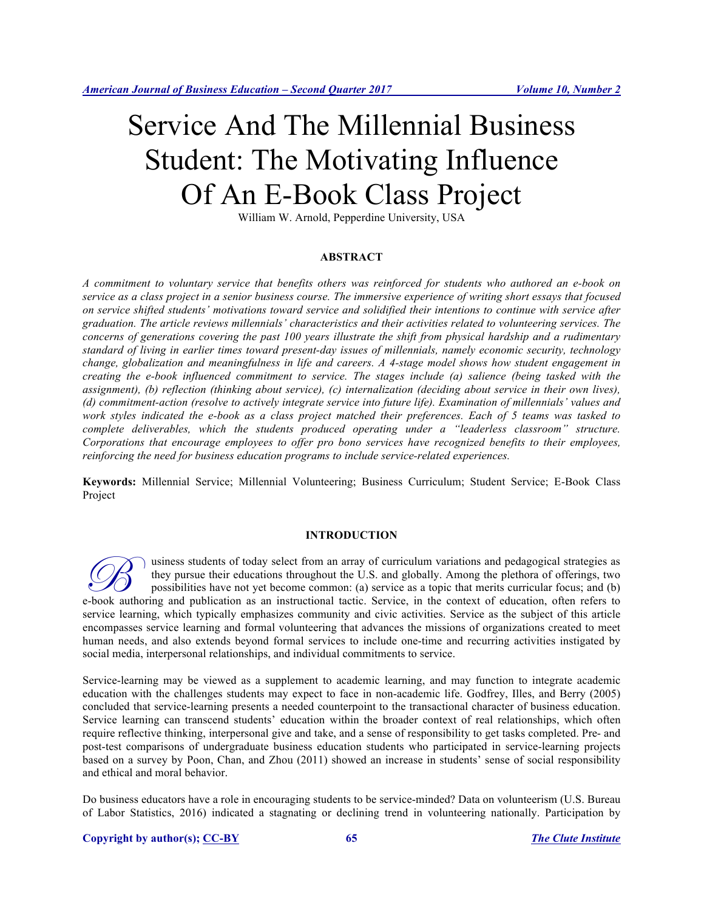# Service And The Millennial Business Student: The Motivating Influence Of An E-Book Class Project

William W. Arnold, Pepperdine University, USA

## ABSTRACT

*A commitment to voluntary service that benefits others was reinforced for students who authored an e-book on service as a class project in a senior business course. The immersive experience of writing short essays that focused on service shifted students' motivations toward service and solidified their intentions to continue with service after graduation. The article reviews millennials' characteristics and their activities related to volunteering services. The concerns of generations covering the past 100 years illustrate the shift from physical hardship and a rudimentary standard of living in earlier times toward present-day issues of millennials, namely economic security, technology change, globalization and meaningfulness in life and careers. A 4-stage model shows how student engagement in creating the e-book influenced commitment to service. The stages include (a) salience (being tasked with the assignment), (b) reflection (thinking about service), (c) internalization (deciding about service in their own lives), (d) commitment-action (resolve to actively integrate service into future life). Examination of millennials' values and work styles indicated the e-book as a class project matched their preferences. Each of 5 teams was tasked to complete deliverables, which the students produced operating under a "leaderless classroom" structure. Corporations that encourage employees to offer pro bono services have recognized benefits to their employees, reinforcing the need for business education programs to include service-related experiences.*

**Keywords:** Millennial Service; Millennial Volunteering; Business Curriculum; Student Service; E-Book Class Project

## INTRODUCTION

Business students of today select from an array of curriculum variations and pedagogical strategies as they pursue their educations throughout the U.S. and globally. Among the plethora of offerings, two possibilities have not yet become common: (a) service as a topic that merits curricular focus; and (b) e-book authoring and publication as an instructional tactic. Service, in the context of education, often refers to service learning, which typically emphasizes community and civic activities. Service as the subject of this article encompasses service learning and formal volunteering that advances the missions of organizations created to meet human needs, and also extends beyond formal services to include one-time and recurring activities instigated by social media, interpersonal relationships, and individual commitments to service.

Service-learning may be viewed as a supplement to academic learning, and may function to integrate academic education with the challenges students may expect to face in non-academic life. Godfrey, Illes, and Berry (2005) concluded that service-learning presents a needed counterpoint to the transactional character of business education. Service learning can transcend students' education within the broader context of real relationships, which often require reflective thinking, interpersonal give and take, and a sense of responsibility to get tasks completed. Pre- and post-test comparisons of undergraduate business education students who participated in service-learning projects based on a survey by Poon, Chan, and Zhou (2011) showed an increase in students' sense of social responsibility and ethical and moral behavior.

Do business educators have a role in encouraging students to be service-minded? Data on volunteerism (U.S. Bureau of Labor Statistics, 2016) indicated a stagnating or declining trend in volunteering nationally. Participation by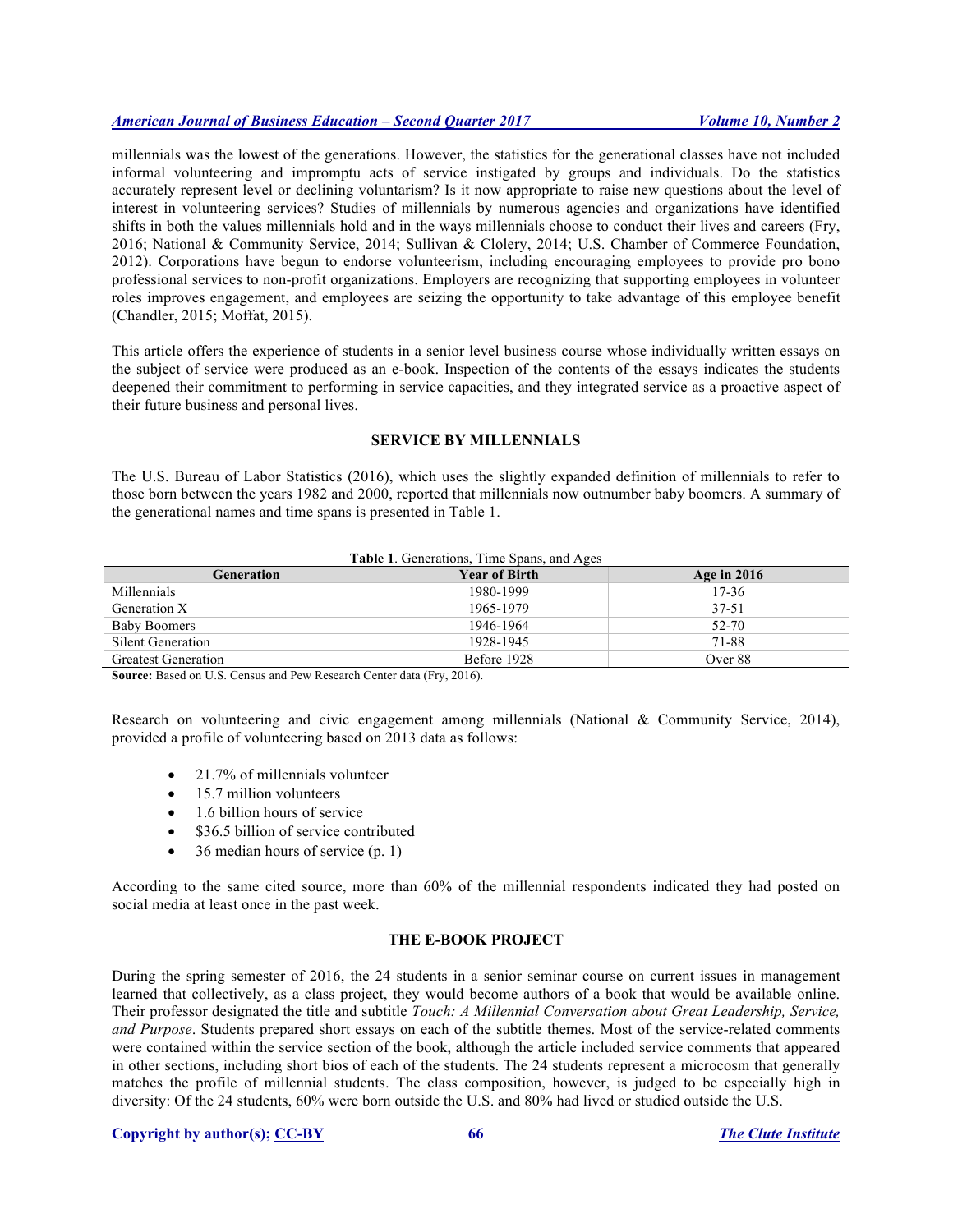millennials was the lowest of the generations. However, the statistics for the generational classes have not included informal volunteering and impromptu acts of service instigated by groups and individuals. Do the statistics accurately represent level or declining voluntarism? Is it now appropriate to raise new questions about the level of interest in volunteering services? Studies of millennials by numerous agencies and organizations have identified shifts in both the values millennials hold and in the ways millennials choose to conduct their lives and careers (Fry, 2016; National & Community Service, 2014; Sullivan & Clolery, 2014; U.S. Chamber of Commerce Foundation, 2012). Corporations have begun to endorse volunteerism, including encouraging employees to provide pro bono professional services to non-profit organizations. Employers are recognizing that supporting employees in volunteer roles improves engagement, and employees are seizing the opportunity to take advantage of this employee benefit (Chandler, 2015; Moffat, 2015).

This article offers the experience of students in a senior level business course whose individually written essays on the subject of service were produced as an e-book. Inspection of the contents of the essays indicates the students deepened their commitment to performing in service capacities, and they integrated service as a proactive aspect of their future business and personal lives.

## SERVICE BY MILLENNIALS

The U.S. Bureau of Labor Statistics (2016), which uses the slightly expanded definition of millennials to refer to those born between the years 1982 and 2000, reported that millennials now outnumber baby boomers. A summary of the generational names and time spans is presented in Table 1.

**Table 1**. Generations, Time Spans, and Ages

| Generation | Year of Birth | Age in 2016 |
|---|---|---|
| Millennials | 1980-1999 | 17-36 |
| Generation X | 1965-1979 | 37-51 |
| Baby Boomers | 1946-1964 | 52-70 |
| Silent Generation | 1928-1945 | 71-88 |
| Greatest Generation | Before 1928 | Over 88 |

**Source:** Based on U.S. Census and Pew Research Center data (Fry, 2016).

Research on volunteering and civic engagement among millennials (National & Community Service, 2014), provided a profile of volunteering based on 2013 data as follows:

- 21.7% of millennials volunteer
- 15.7 million volunteers
- 1.6 billion hours of service
- $36.5 billion of service contributed
- 36 median hours of service (p. 1)

According to the same cited source, more than 60% of the millennial respondents indicated they had posted on social media at least once in the past week.

## THE E-BOOK PROJECT

During the spring semester of 2016, the 24 students in a senior seminar course on current issues in management learned that collectively, as a class project, they would become authors of a book that would be available online. Their professor designated the title and subtitle *Touch: A Millennial Conversation about Great Leadership, Service, and Purpose*. Students prepared short essays on each of the subtitle themes. Most of the service-related comments were contained within the service section of the book, although the article included service comments that appeared in other sections, including short bios of each of the students. The 24 students represent a microcosm that generally matches the profile of millennial students. The class composition, however, is judged to be especially high in diversity: Of the 24 students, 60% were born outside the U.S. and 80% had lived or studied outside the U.S.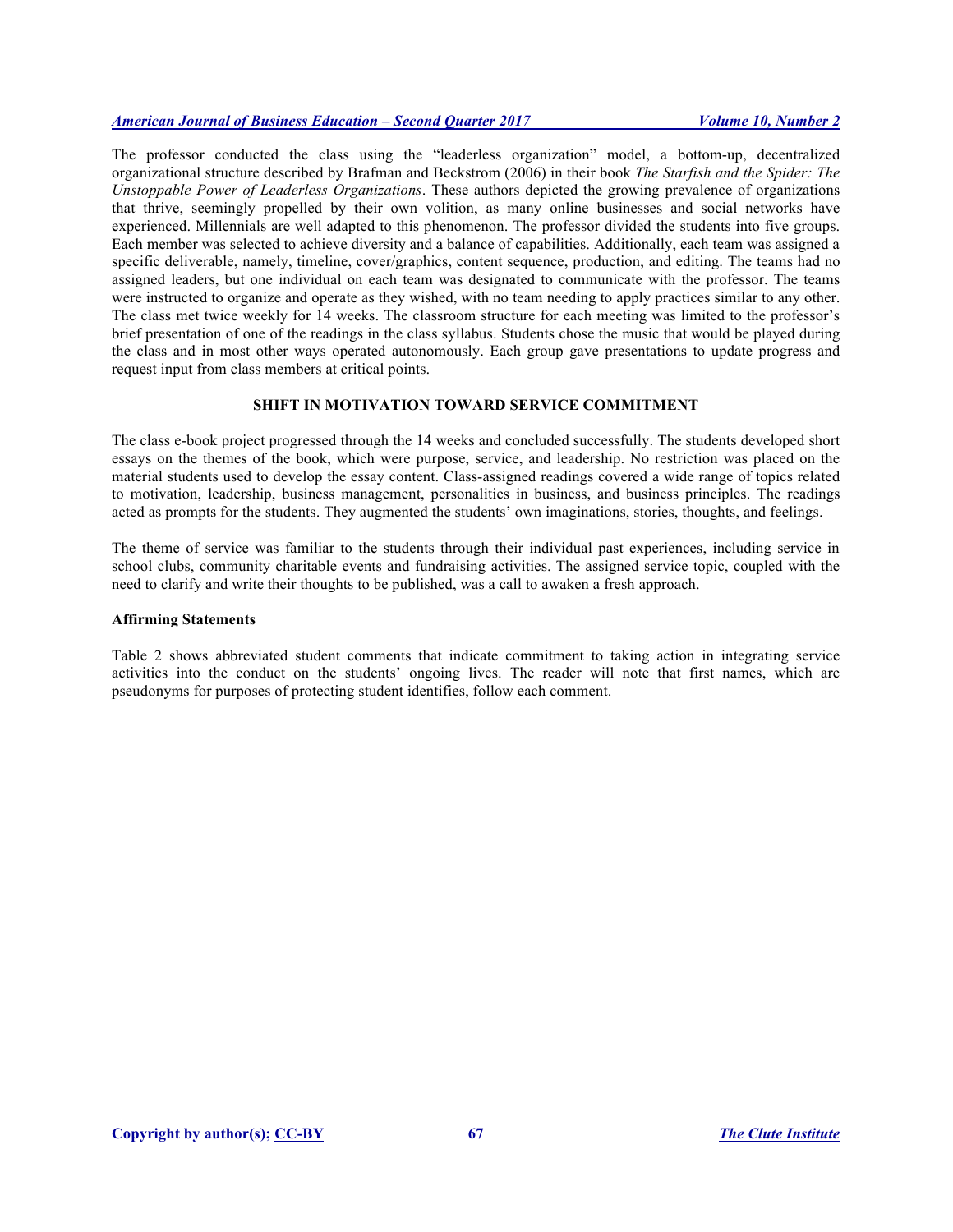The professor conducted the class using the "leaderless organization" model, a bottom-up, decentralized organizational structure described by Brafman and Beckstrom (2006) in their book *The Starfish and the Spider: The Unstoppable Power of Leaderless Organizations*. These authors depicted the growing prevalence of organizations that thrive, seemingly propelled by their own volition, as many online businesses and social networks have experienced. Millennials are well adapted to this phenomenon. The professor divided the students into five groups. Each member was selected to achieve diversity and a balance of capabilities. Additionally, each team was assigned a specific deliverable, namely, timeline, cover/graphics, content sequence, production, and editing. The teams had no assigned leaders, but one individual on each team was designated to communicate with the professor. The teams were instructed to organize and operate as they wished, with no team needing to apply practices similar to any other. The class met twice weekly for 14 weeks. The classroom structure for each meeting was limited to the professor's brief presentation of one of the readings in the class syllabus. Students chose the music that would be played during the class and in most other ways operated autonomously. Each group gave presentations to update progress and request input from class members at critical points.

## SHIFT IN MOTIVATION TOWARD SERVICE COMMITMENT

The class e-book project progressed through the 14 weeks and concluded successfully. The students developed short essays on the themes of the book, which were purpose, service, and leadership. No restriction was placed on the material students used to develop the essay content. Class-assigned readings covered a wide range of topics related to motivation, leadership, business management, personalities in business, and business principles. The readings acted as prompts for the students. They augmented the students' own imaginations, stories, thoughts, and feelings.

The theme of service was familiar to the students through their individual past experiences, including service in school clubs, community charitable events and fundraising activities. The assigned service topic, coupled with the need to clarify and write their thoughts to be published, was a call to awaken a fresh approach.

### Affirming Statements

Table 2 shows abbreviated student comments that indicate commitment to taking action in integrating service activities into the conduct on the students' ongoing lives. The reader will note that first names, which are pseudonyms for purposes of protecting student identifies, follow each comment.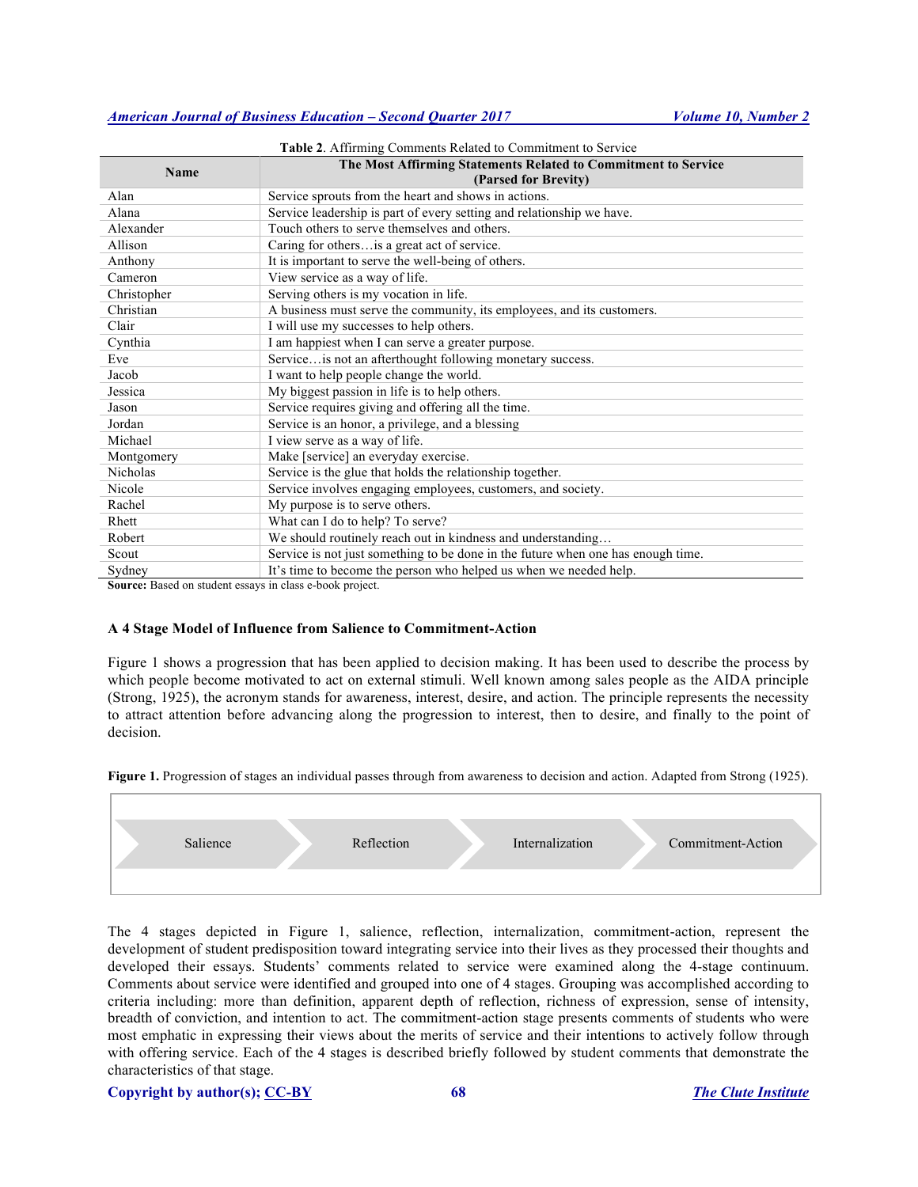**Table 2**. Affirming Comments Related to Commitment to Service

| Name | The Most Affirming Statements Related to Commitment to Service (Parsed for Brevity) |
|---|---|
| Alan | Service sprouts from the heart and shows in actions. |
| Alana | Service leadership is part of every setting and relationship we have. |
| Alexander | Touch others to serve themselves and others. |
| Allison | Caring for others…is a great act of service. |
| Anthony | It is important to serve the well-being of others. |
| Cameron | View service as a way of life. |
| Christopher | Serving others is my vocation in life. |
| Christian | A business must serve the community, its employees, and its customers. |
| Clair | I will use my successes to help others. |
| Cynthia | I am happiest when I can serve a greater purpose. |
| Eve | Service…is not an afterthought following monetary success. |
| Jacob | I want to help people change the world. |
| Jessica | My biggest passion in life is to help others. |
| Jason | Service requires giving and offering all the time. |
| Jordan | Service is an honor, a privilege, and a blessing |
| Michael | I view serve as a way of life. |
| Montgomery | Make [service] an everyday exercise. |
| Nicholas | Service is the glue that holds the relationship together. |
| Nicole | Service involves engaging employees, customers, and society. |
| Rachel | My purpose is to serve others. |
| Rhett | What can I do to help? To serve? |
| Robert | We should routinely reach out in kindness and understanding… |
| Scout | Service is not just something to be done in the future when one has enough time. |
| Sydney | It's time to become the person who helped us when we needed help. |

**Source:** Based on student essays in class e-book project.

### A 4 Stage Model of Influence from Salience to Commitment-Action

Figure 1 shows a progression that has been applied to decision making. It has been used to describe the process by which people become motivated to act on external stimuli. Well known among sales people as the AIDA principle (Strong, 1925), the acronym stands for awareness, interest, desire, and action. The principle represents the necessity to attract attention before advancing along the progression to interest, then to desire, and finally to the point of decision.

**Figure 1.** Progression of stages an individual passes through from awareness to decision and action. Adapted from Strong (1925).

Salience → Reflection → Internalization → Commitment-Action

The 4 stages depicted in Figure 1, salience, reflection, internalization, commitment-action, represent the development of student predisposition toward integrating service into their lives as they processed their thoughts and developed their essays. Students' comments related to service were examined along the 4-stage continuum. Comments about service were identified and grouped into one of 4 stages. Grouping was accomplished according to criteria including: more than definition, apparent depth of reflection, richness of expression, sense of intensity, breadth of conviction, and intention to act. The commitment-action stage presents comments of students who were most emphatic in expressing their views about the merits of service and their intentions to actively follow through with offering service. Each of the 4 stages is described briefly followed by student comments that demonstrate the characteristics of that stage.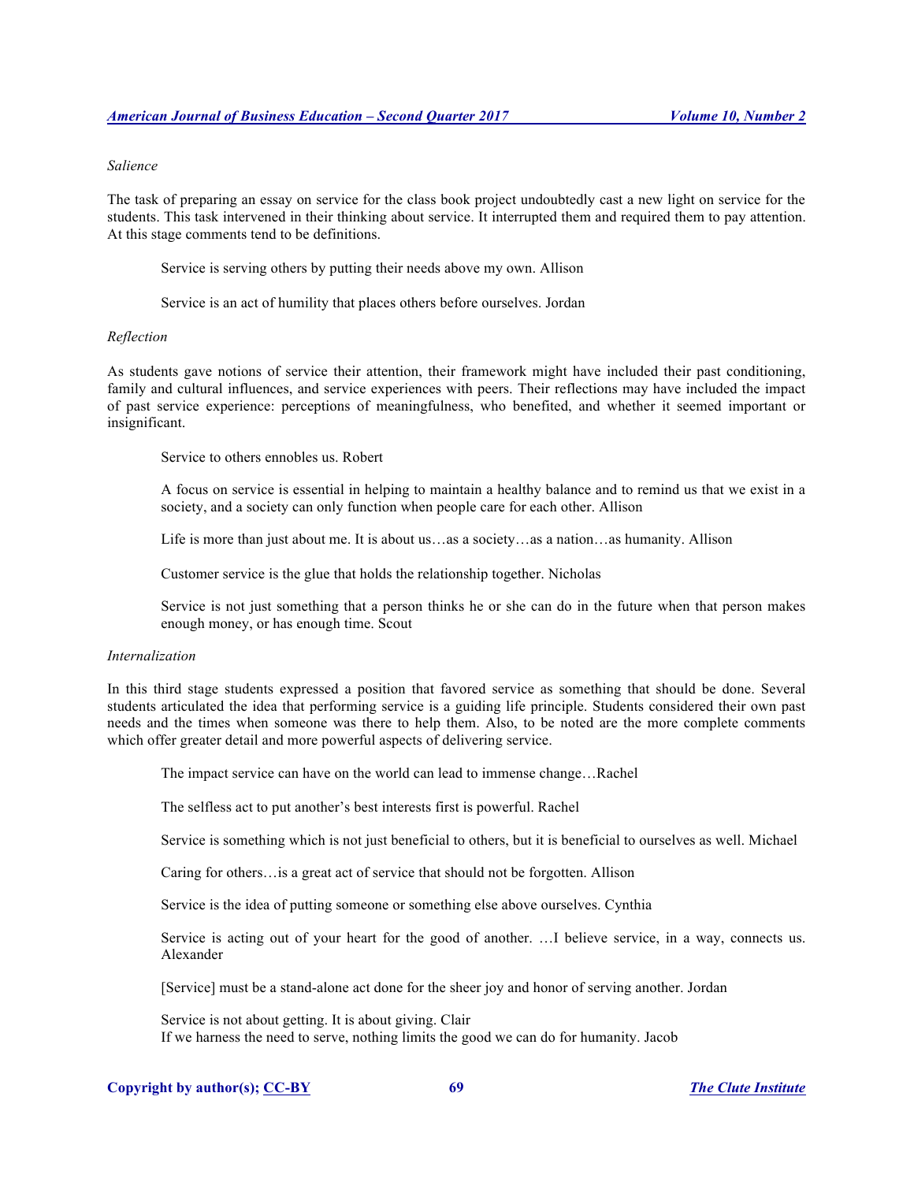*Salience*

The task of preparing an essay on service for the class book project undoubtedly cast a new light on service for the students. This task intervened in their thinking about service. It interrupted them and required them to pay attention. At this stage comments tend to be definitions.

> Service is serving others by putting their needs above my own. Allison

> Service is an act of humility that places others before ourselves. Jordan

*Reflection*

As students gave notions of service their attention, their framework might have included their past conditioning, family and cultural influences, and service experiences with peers. Their reflections may have included the impact of past service experience: perceptions of meaningfulness, who benefited, and whether it seemed important or insignificant.

> Service to others ennobles us. Robert

> A focus on service is essential in helping to maintain a healthy balance and to remind us that we exist in a society, and a society can only function when people care for each other. Allison

> Life is more than just about me. It is about us…as a society…as a nation…as humanity. Allison

> Customer service is the glue that holds the relationship together. Nicholas

> Service is not just something that a person thinks he or she can do in the future when that person makes enough money, or has enough time. Scout

*Internalization*

In this third stage students expressed a position that favored service as something that should be done. Several students articulated the idea that performing service is a guiding life principle. Students considered their own past needs and the times when someone was there to help them. Also, to be noted are the more complete comments which offer greater detail and more powerful aspects of delivering service.

> The impact service can have on the world can lead to immense change…Rachel

> The selfless act to put another's best interests first is powerful. Rachel

> Service is something which is not just beneficial to others, but it is beneficial to ourselves as well. Michael

> Caring for others…is a great act of service that should not be forgotten. Allison

> Service is the idea of putting someone or something else above ourselves. Cynthia

> Service is acting out of your heart for the good of another. …I believe service, in a way, connects us. Alexander

> [Service] must be a stand-alone act done for the sheer joy and honor of serving another. Jordan

> Service is not about getting. It is about giving. Clair
> If we harness the need to serve, nothing limits the good we can do for humanity. Jacob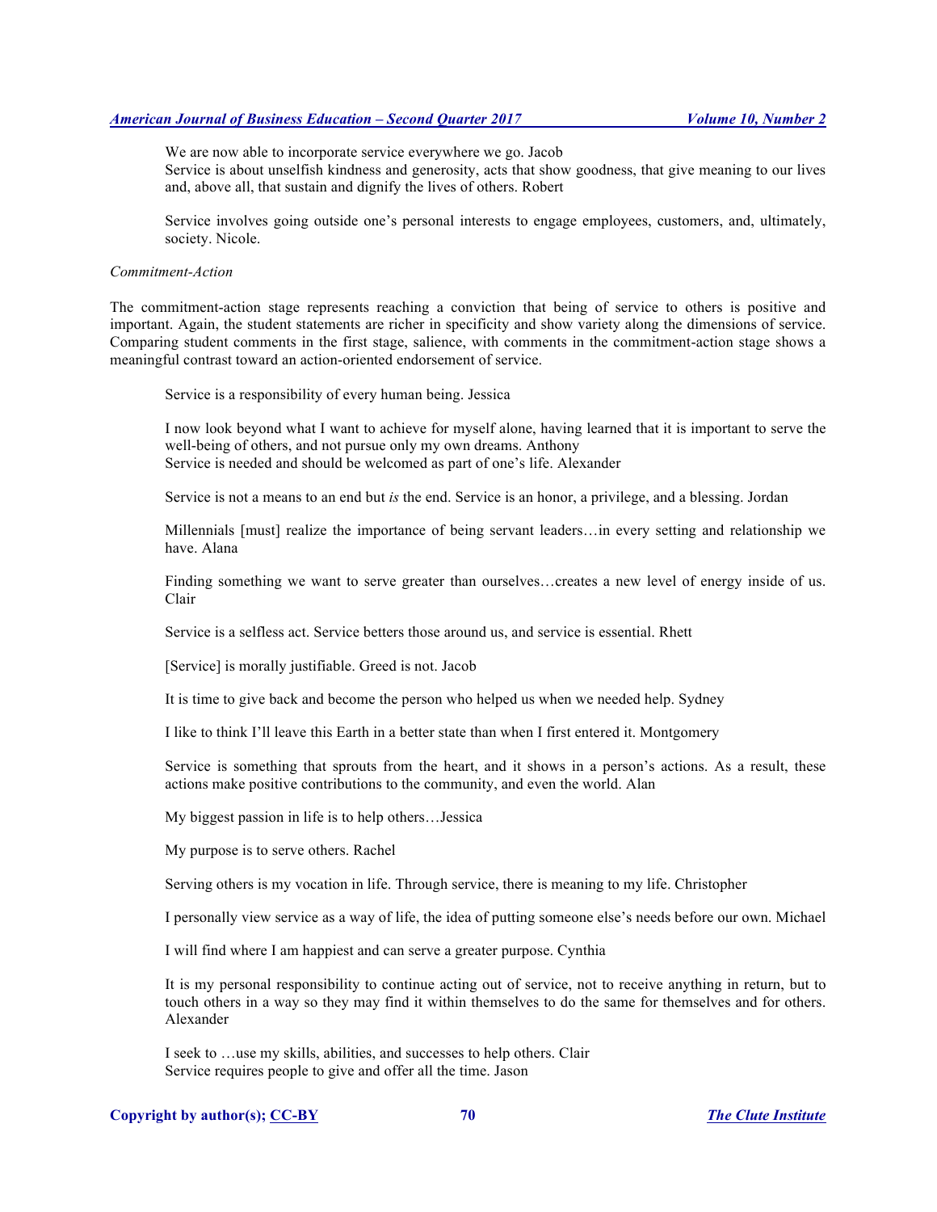We are now able to incorporate service everywhere we go. Jacob

Service is about unselfish kindness and generosity, acts that show goodness, that give meaning to our lives and, above all, that sustain and dignify the lives of others. Robert

Service involves going outside one's personal interests to engage employees, customers, and, ultimately, society. Nicole.

*Commitment-Action*

The commitment-action stage represents reaching a conviction that being of service to others is positive and important. Again, the student statements are richer in specificity and show variety along the dimensions of service. Comparing student comments in the first stage, salience, with comments in the commitment-action stage shows a meaningful contrast toward an action-oriented endorsement of service.

Service is a responsibility of every human being. Jessica

I now look beyond what I want to achieve for myself alone, having learned that it is important to serve the well-being of others, and not pursue only my own dreams. Anthony

Service is needed and should be welcomed as part of one's life. Alexander

Service is not a means to an end but *is* the end. Service is an honor, a privilege, and a blessing. Jordan

Millennials [must] realize the importance of being servant leaders…in every setting and relationship we have. Alana

Finding something we want to serve greater than ourselves…creates a new level of energy inside of us. Clair

Service is a selfless act. Service betters those around us, and service is essential. Rhett

[Service] is morally justifiable. Greed is not. Jacob

It is time to give back and become the person who helped us when we needed help. Sydney

I like to think I'll leave this Earth in a better state than when I first entered it. Montgomery

Service is something that sprouts from the heart, and it shows in a person's actions. As a result, these actions make positive contributions to the community, and even the world. Alan

My biggest passion in life is to help others…Jessica

My purpose is to serve others. Rachel

Serving others is my vocation in life. Through service, there is meaning to my life. Christopher

I personally view service as a way of life, the idea of putting someone else's needs before our own. Michael

I will find where I am happiest and can serve a greater purpose. Cynthia

It is my personal responsibility to continue acting out of service, not to receive anything in return, but to touch others in a way so they may find it within themselves to do the same for themselves and for others. Alexander

I seek to …use my skills, abilities, and successes to help others. Clair

Service requires people to give and offer all the time. Jason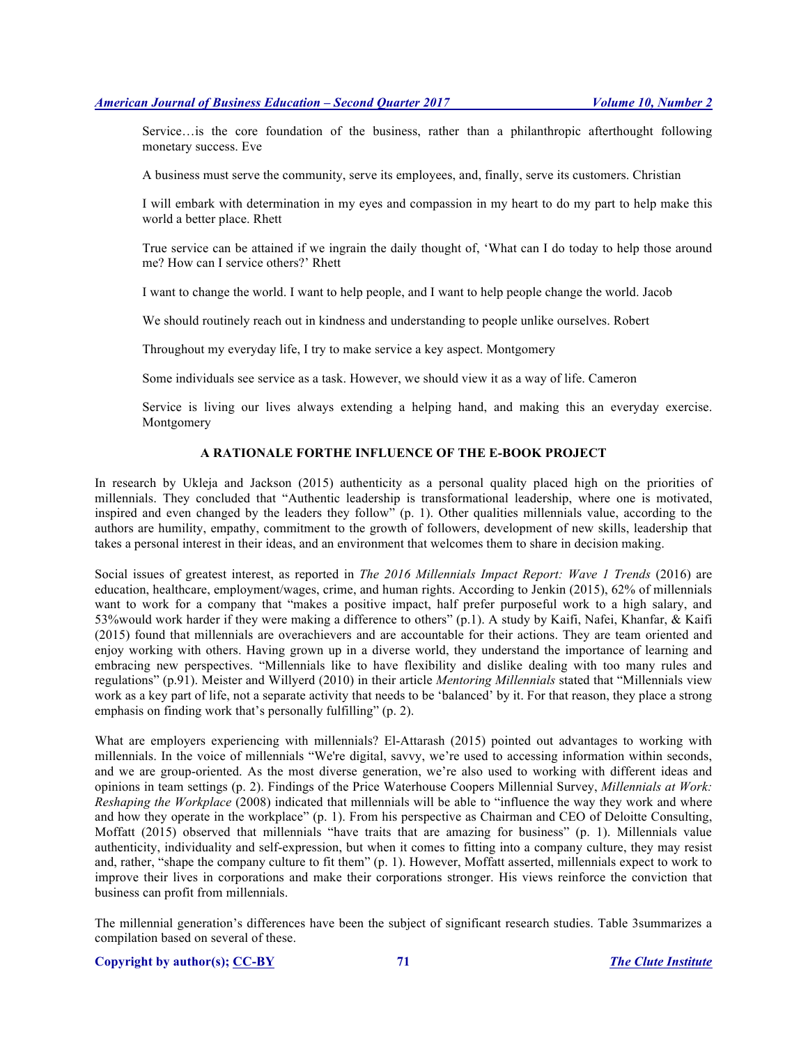Service…is the core foundation of the business, rather than a philanthropic afterthought following monetary success. Eve

A business must serve the community, serve its employees, and, finally, serve its customers. Christian

I will embark with determination in my eyes and compassion in my heart to do my part to help make this world a better place. Rhett

True service can be attained if we ingrain the daily thought of, 'What can I do today to help those around me? How can I service others?' Rhett

I want to change the world. I want to help people, and I want to help people change the world. Jacob

We should routinely reach out in kindness and understanding to people unlike ourselves. Robert

Throughout my everyday life, I try to make service a key aspect. Montgomery

Some individuals see service as a task. However, we should view it as a way of life. Cameron

Service is living our lives always extending a helping hand, and making this an everyday exercise. Montgomery

## A RATIONALE FORTHE INFLUENCE OF THE E-BOOK PROJECT

In research by Ukleja and Jackson (2015) authenticity as a personal quality placed high on the priorities of millennials. They concluded that "Authentic leadership is transformational leadership, where one is motivated, inspired and even changed by the leaders they follow" (p. 1). Other qualities millennials value, according to the authors are humility, empathy, commitment to the growth of followers, development of new skills, leadership that takes a personal interest in their ideas, and an environment that welcomes them to share in decision making.

Social issues of greatest interest, as reported in *The 2016 Millennials Impact Report: Wave 1 Trends* (2016) are education, healthcare, employment/wages, crime, and human rights. According to Jenkin (2015), 62% of millennials want to work for a company that "makes a positive impact, half prefer purposeful work to a high salary, and 53%would work harder if they were making a difference to others" (p.1). A study by Kaifi, Nafei, Khanfar, & Kaifi (2015) found that millennials are overachievers and are accountable for their actions. They are team oriented and enjoy working with others. Having grown up in a diverse world, they understand the importance of learning and embracing new perspectives. "Millennials like to have flexibility and dislike dealing with too many rules and regulations" (p.91). Meister and Willyerd (2010) in their article *Mentoring Millennials* stated that "Millennials view work as a key part of life, not a separate activity that needs to be 'balanced' by it. For that reason, they place a strong emphasis on finding work that's personally fulfilling" (p. 2).

What are employers experiencing with millennials? El-Attarash (2015) pointed out advantages to working with millennials. In the voice of millennials "We're digital, savvy, we're used to accessing information within seconds, and we are group-oriented. As the most diverse generation, we're also used to working with different ideas and opinions in team settings (p. 2). Findings of the Price Waterhouse Coopers Millennial Survey, *Millennials at Work: Reshaping the Workplace* (2008) indicated that millennials will be able to "influence the way they work and where and how they operate in the workplace" (p. 1). From his perspective as Chairman and CEO of Deloitte Consulting, Moffatt (2015) observed that millennials "have traits that are amazing for business" (p. 1). Millennials value authenticity, individuality and self-expression, but when it comes to fitting into a company culture, they may resist and, rather, "shape the company culture to fit them" (p. 1). However, Moffatt asserted, millennials expect to work to improve their lives in corporations and make their corporations stronger. His views reinforce the conviction that business can profit from millennials.

The millennial generation's differences have been the subject of significant research studies. Table 3summarizes a compilation based on several of these.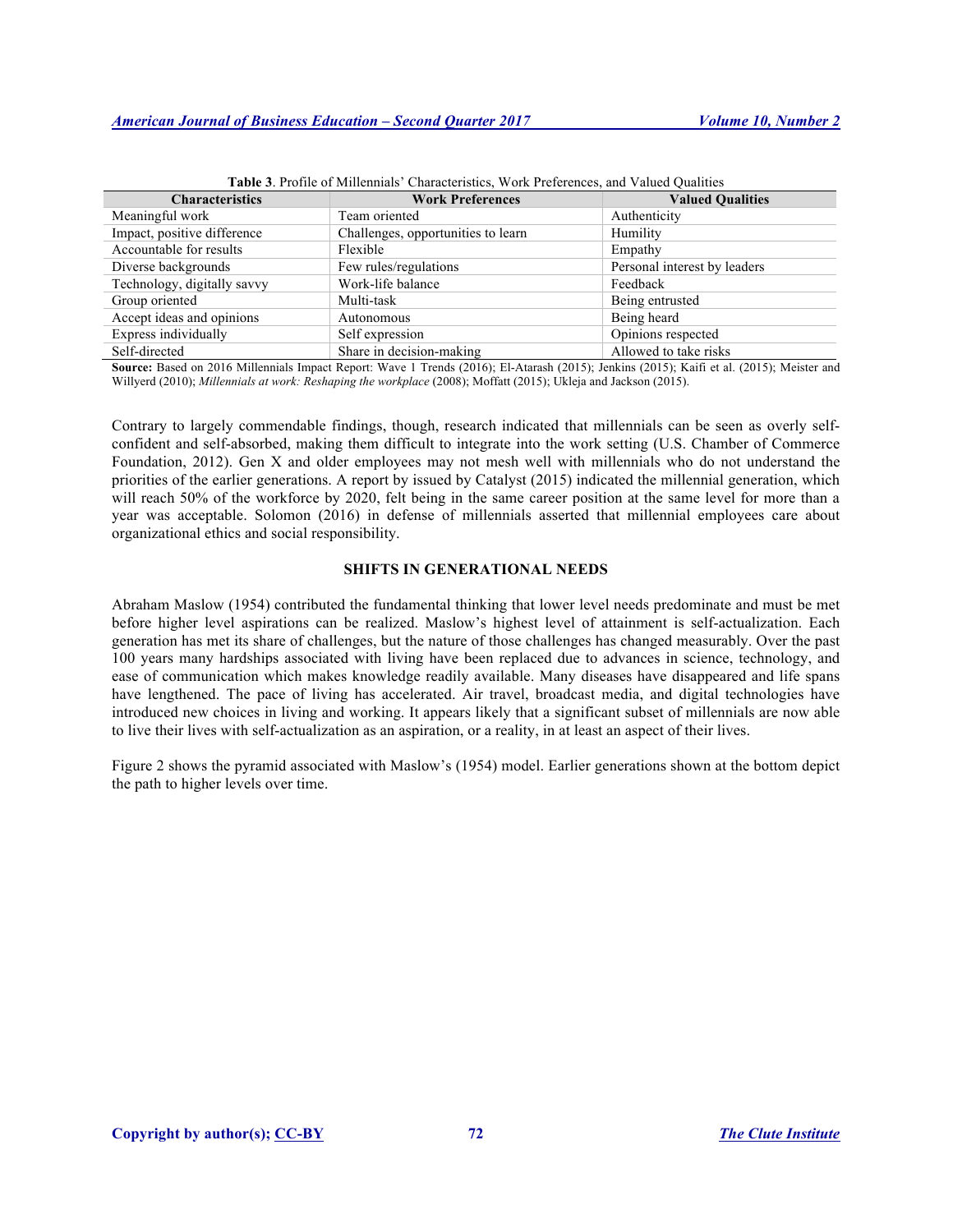**Table 3**. Profile of Millennials' Characteristics, Work Preferences, and Valued Qualities

| Characteristics | Work Preferences | Valued Qualities |
|---|---|---|
| Meaningful work | Team oriented | Authenticity |
| Impact, positive difference | Challenges, opportunities to learn | Humility |
| Accountable for results | Flexible | Empathy |
| Diverse backgrounds | Few rules/regulations | Personal interest by leaders |
| Technology, digitally savvy | Work-life balance | Feedback |
| Group oriented | Multi-task | Being entrusted |
| Accept ideas and opinions | Autonomous | Being heard |
| Express individually | Self expression | Opinions respected |
| Self-directed | Share in decision-making | Allowed to take risks |

**Source:** Based on 2016 Millennials Impact Report: Wave 1 Trends (2016); El-Atarash (2015); Jenkins (2015); Kaifi et al. (2015); Meister and Willyerd (2010); *Millennials at work: Reshaping the workplace* (2008); Moffatt (2015); Ukleja and Jackson (2015).

Contrary to largely commendable findings, though, research indicated that millennials can be seen as overly self-confident and self-absorbed, making them difficult to integrate into the work setting (U.S. Chamber of Commerce Foundation, 2012). Gen X and older employees may not mesh well with millennials who do not understand the priorities of the earlier generations. A report by issued by Catalyst (2015) indicated the millennial generation, which will reach 50% of the workforce by 2020, felt being in the same career position at the same level for more than a year was acceptable. Solomon (2016) in defense of millennials asserted that millennial employees care about organizational ethics and social responsibility.

## SHIFTS IN GENERATIONAL NEEDS

Abraham Maslow (1954) contributed the fundamental thinking that lower level needs predominate and must be met before higher level aspirations can be realized. Maslow's highest level of attainment is self-actualization. Each generation has met its share of challenges, but the nature of those challenges has changed measurably. Over the past 100 years many hardships associated with living have been replaced due to advances in science, technology, and ease of communication which makes knowledge readily available. Many diseases have disappeared and life spans have lengthened. The pace of living has accelerated. Air travel, broadcast media, and digital technologies have introduced new choices in living and working. It appears likely that a significant subset of millennials are now able to live their lives with self-actualization as an aspiration, or a reality, in at least an aspect of their lives.

Figure 2 shows the pyramid associated with Maslow's (1954) model. Earlier generations shown at the bottom depict the path to higher levels over time.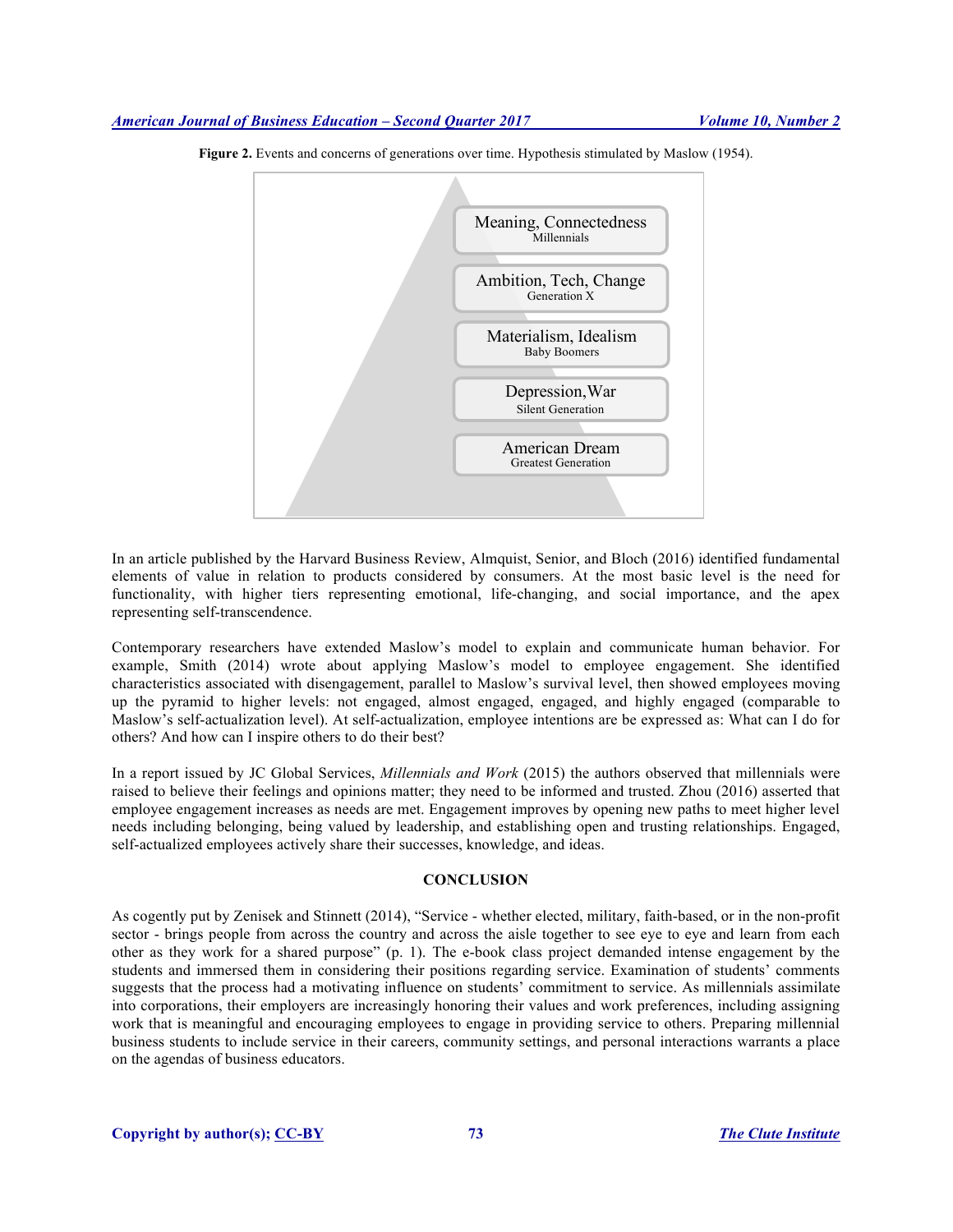**Figure 2.** Events and concerns of generations over time. Hypothesis stimulated by Maslow (1954).

Meaning, Connectedness
Millennials

Ambition, Tech, Change
Generation X

Materialism, Idealism
Baby Boomers

Depression, War
Silent Generation

American Dream
Greatest Generation

In an article published by the Harvard Business Review, Almquist, Senior, and Bloch (2016) identified fundamental elements of value in relation to products considered by consumers. At the most basic level is the need for functionality, with higher tiers representing emotional, life-changing, and social importance, and the apex representing self-transcendence.

Contemporary researchers have extended Maslow's model to explain and communicate human behavior. For example, Smith (2014) wrote about applying Maslow's model to employee engagement. She identified characteristics associated with disengagement, parallel to Maslow's survival level, then showed employees moving up the pyramid to higher levels: not engaged, almost engaged, engaged, and highly engaged (comparable to Maslow's self-actualization level). At self-actualization, employee intentions are be expressed as: What can I do for others? And how can I inspire others to do their best?

In a report issued by JC Global Services, *Millennials and Work* (2015) the authors observed that millennials were raised to believe their feelings and opinions matter; they need to be informed and trusted. Zhou (2016) asserted that employee engagement increases as needs are met. Engagement improves by opening new paths to meet higher level needs including belonging, being valued by leadership, and establishing open and trusting relationships. Engaged, self-actualized employees actively share their successes, knowledge, and ideas.

## CONCLUSION

As cogently put by Zenisek and Stinnett (2014), "Service - whether elected, military, faith-based, or in the non-profit sector - brings people from across the country and across the aisle together to see eye to eye and learn from each other as they work for a shared purpose" (p. 1). The e-book class project demanded intense engagement by the students and immersed them in considering their positions regarding service. Examination of students' comments suggests that the process had a motivating influence on students' commitment to service. As millennials assimilate into corporations, their employers are increasingly honoring their values and work preferences, including assigning work that is meaningful and encouraging employees to engage in providing service to others. Preparing millennial business students to include service in their careers, community settings, and personal interactions warrants a place on the agendas of business educators.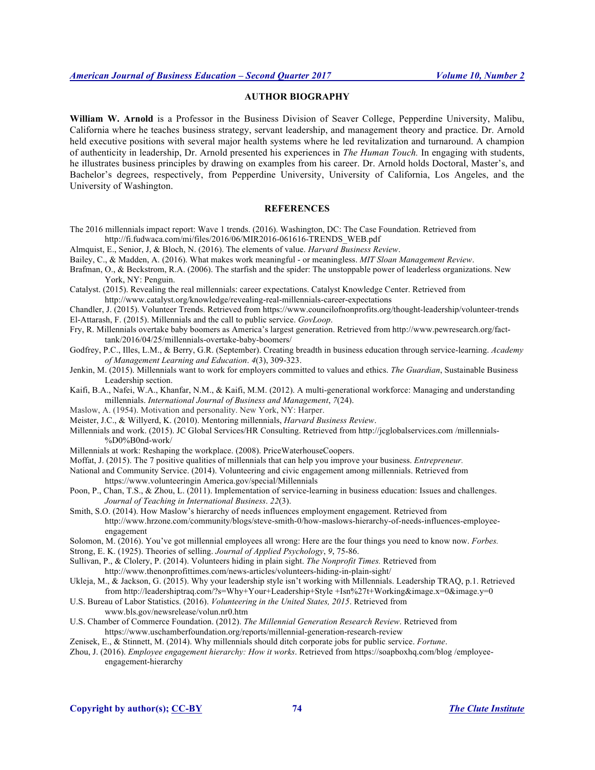## AUTHOR BIOGRAPHY

**William W. Arnold** is a Professor in the Business Division of Seaver College, Pepperdine University, Malibu, California where he teaches business strategy, servant leadership, and management theory and practice. Dr. Arnold held executive positions with several major health systems where he led revitalization and turnaround. A champion of authenticity in leadership, Dr. Arnold presented his experiences in *The Human Touch.* In engaging with students, he illustrates business principles by drawing on examples from his career. Dr. Arnold holds Doctoral, Master's, and Bachelor's degrees, respectively, from Pepperdine University, University of California, Los Angeles, and the University of Washington.

## REFERENCES

The 2016 millennials impact report: Wave 1 trends. (2016). Washington, DC: The Case Foundation. Retrieved from http://fi.fudwaca.com/mi/files/2016/06/MIR2016-061616-TRENDS_WEB.pdf

Almquist, E., Senior, J, & Bloch, N. (2016). The elements of value. *Harvard Business Review*.

Bailey, C., & Madden, A. (2016). What makes work meaningful - or meaningless. *MIT Sloan Management Review*.

Brafman, O., & Beckstrom, R.A. (2006). The starfish and the spider: The unstoppable power of leaderless organizations. New York, NY: Penguin.

Catalyst. (2015). Revealing the real millennials: career expectations. Catalyst Knowledge Center. Retrieved from http://www.catalyst.org/knowledge/revealing-real-millennials-career-expectations

Chandler, J. (2015). Volunteer Trends. Retrieved from https://www.councilofnonprofits.org/thought-leadership/volunteer-trends

El-Attarash, F. (2015). Millennials and the call to public service. *GovLoop*.

Fry, R. Millennials overtake baby boomers as America's largest generation. Retrieved from http://www.pewresearch.org/fact-tank/2016/04/25/millennials-overtake-baby-boomers/

Godfrey, P.C., Illes, L.M., & Berry, G.R. (September). Creating breadth in business education through service-learning. *Academy of Management Learning and Education*. *4*(3), 309-323.

Jenkin, M. (2015). Millennials want to work for employers committed to values and ethics. *The Guardian*, Sustainable Business Leadership section.

Kaifi, B.A., Nafei, W.A., Khanfar, N.M., & Kaifi, M.M. (2012). A multi-generational workforce: Managing and understanding millennials. *International Journal of Business and Management*, *7*(24).

Maslow, A. (1954). Motivation and personality. New York, NY: Harper.

Meister, J.C., & Willyerd, K. (2010). Mentoring millennials, *Harvard Business Review*.

Millennials and work. (2015). JC Global Services/HR Consulting. Retrieved from http://jcglobalservices.com /millennials-%D0%B0nd-work/

Millennials at work: Reshaping the workplace. (2008). PriceWaterhouseCoopers.

Moffat, J. (2015). The 7 positive qualities of millennials that can help you improve your business. *Entrepreneur.*

National and Community Service. (2014). Volunteering and civic engagement among millennials. Retrieved from https://www.volunteeringin America.gov/special/Millennials

Poon, P., Chan, T.S., & Zhou, L. (2011). Implementation of service-learning in business education: Issues and challenges. *Journal of Teaching in International Business*. *22*(3).

Smith, S.O. (2014). How Maslow's hierarchy of needs influences employment engagement. Retrieved from http://www.hrzone.com/community/blogs/steve-smith-0/how-maslows-hierarchy-of-needs-influences-employee-engagement

Solomon, M. (2016). You've got millennial employees all wrong: Here are the four things you need to know now. *Forbes.*

Strong, E. K. (1925). Theories of selling. *Journal of Applied Psychology*, *9*, 75-86.

Sullivan, P., & Clolery, P. (2014). Volunteers hiding in plain sight. *The Nonprofit Times.* Retrieved from http://www.thenonprofittimes.com/news-articles/volunteers-hiding-in-plain-sight/

Ukleja, M., & Jackson, G. (2015). Why your leadership style isn't working with Millennials. Leadership TRAQ, p.1. Retrieved from http://leadershiptraq.com/?s=Why+Your+Leadership+Style +Isn%27t+Working&image.x=0&image.y=0

U.S. Bureau of Labor Statistics. (2016). *Volunteering in the United States, 2015*. Retrieved from www.bls.gov/news.release/volun.nr0.htm

U.S. Chamber of Commerce Foundation. (2012). *The Millennial Generation Research Review*. Retrieved from https://www.uschamberfoundation.org/reports/millennial-generation-research-review

Zenisek, E., & Stinnett, M. (2014). Why millennials should ditch corporate jobs for public service. *Fortune*.

Zhou, J. (2016). *Employee engagement hierarchy: How it works*. Retrieved from https://soapboxhq.com/blog /employee-engagement-hierarchy